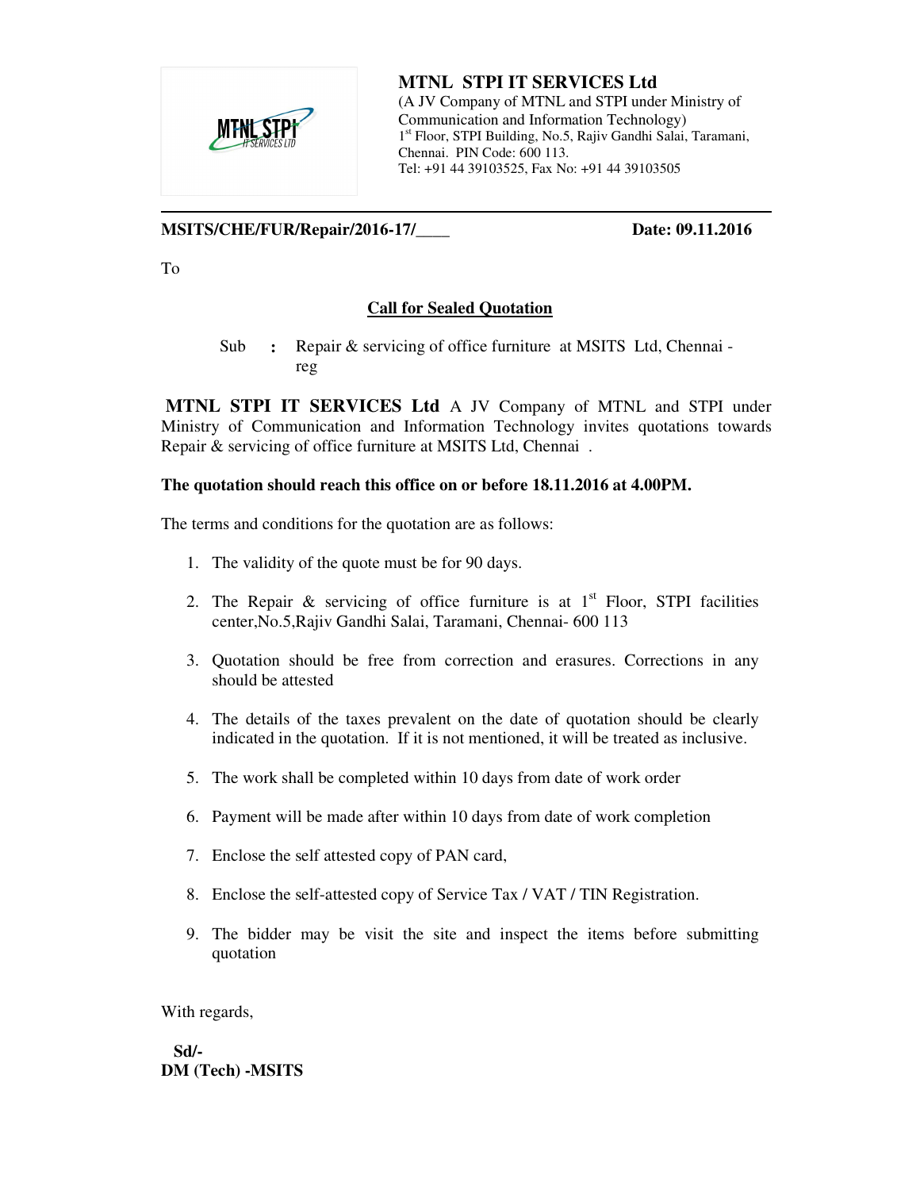**MTNL STPI IT SERVICES Ltd**
(A JV Company of MTNL and STPI under Ministry of Communication and Information Technology)
1st Floor, STPI Building, No.5, Rajiv Gandhi Salai, Taramani, Chennai. PIN Code: 600 113.
Tel: +91 44 39103525, Fax No: +91 44 39103505

---

**MSITS/CHE/FUR/Repair/2016-17/____** **Date: 09.11.2016**

To

## Call for Sealed Quotation

Sub : Repair & servicing of office furniture at MSITS Ltd, Chennai - reg

**MTNL STPI IT SERVICES Ltd** A JV Company of MTNL and STPI under Ministry of Communication and Information Technology invites quotations towards Repair & servicing of office furniture at MSITS Ltd, Chennai .

**The quotation should reach this office on or before 18.11.2016 at 4.00PM.**

The terms and conditions for the quotation are as follows:

1. The validity of the quote must be for 90 days.
2. The Repair & servicing of office furniture is at 1st Floor, STPI facilities center,No.5,Rajiv Gandhi Salai, Taramani, Chennai- 600 113
3. Quotation should be free from correction and erasures. Corrections in any should be attested
4. The details of the taxes prevalent on the date of quotation should be clearly indicated in the quotation. If it is not mentioned, it will be treated as inclusive.
5. The work shall be completed within 10 days from date of work order
6. Payment will be made after within 10 days from date of work completion
7. Enclose the self attested copy of PAN card,
8. Enclose the self-attested copy of Service Tax / VAT / TIN Registration.
9. The bidder may be visit the site and inspect the items before submitting quotation

With regards,

**Sd/-**
**DM (Tech) -MSITS**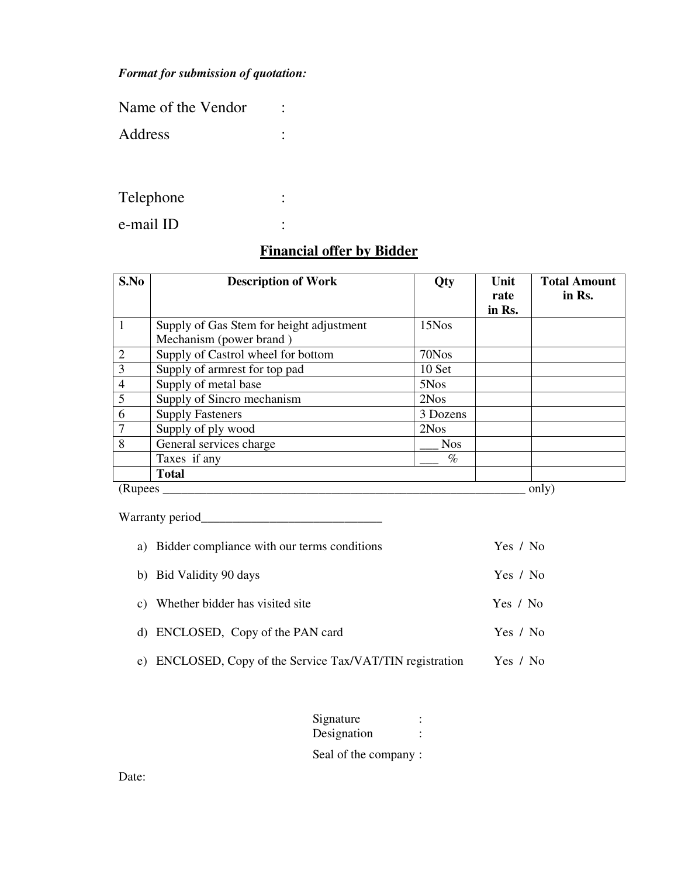*Format for submission of quotation:*

Name of the Vendor :

Address :

Telephone :

e-mail ID :

## Financial offer by Bidder

| S.No | Description of Work | Qty | Unit rate in Rs. | Total Amount in Rs. |
|---|---|---|---|---|
| 1 | Supply of Gas Stem for height adjustment Mechanism (power brand ) | 15Nos | | |
| 2 | Supply of Castrol wheel for bottom | 70Nos | | |
| 3 | Supply of armrest for top pad | 10 Set | | |
| 4 | Supply of metal base | 5Nos | | |
| 5 | Supply of Sincro mechanism | 2Nos | | |
| 6 | Supply Fasteners | 3 Dozens | | |
| 7 | Supply of ply wood | 2Nos | | |
| 8 | General services charge | ___ Nos | | |
| | Taxes if any | ___ % | | |
| | **Total** | | | |

(Rupees ____________________________________________________________ only)

Warranty period_____________________________

a) Bidder compliance with our terms conditions Yes / No

b) Bid Validity 90 days Yes / No

c) Whether bidder has visited site Yes / No

d) ENCLOSED, Copy of the PAN card Yes / No

e) ENCLOSED, Copy of the Service Tax/VAT/TIN registration Yes / No

Signature :

Designation :

Seal of the company :

Date: